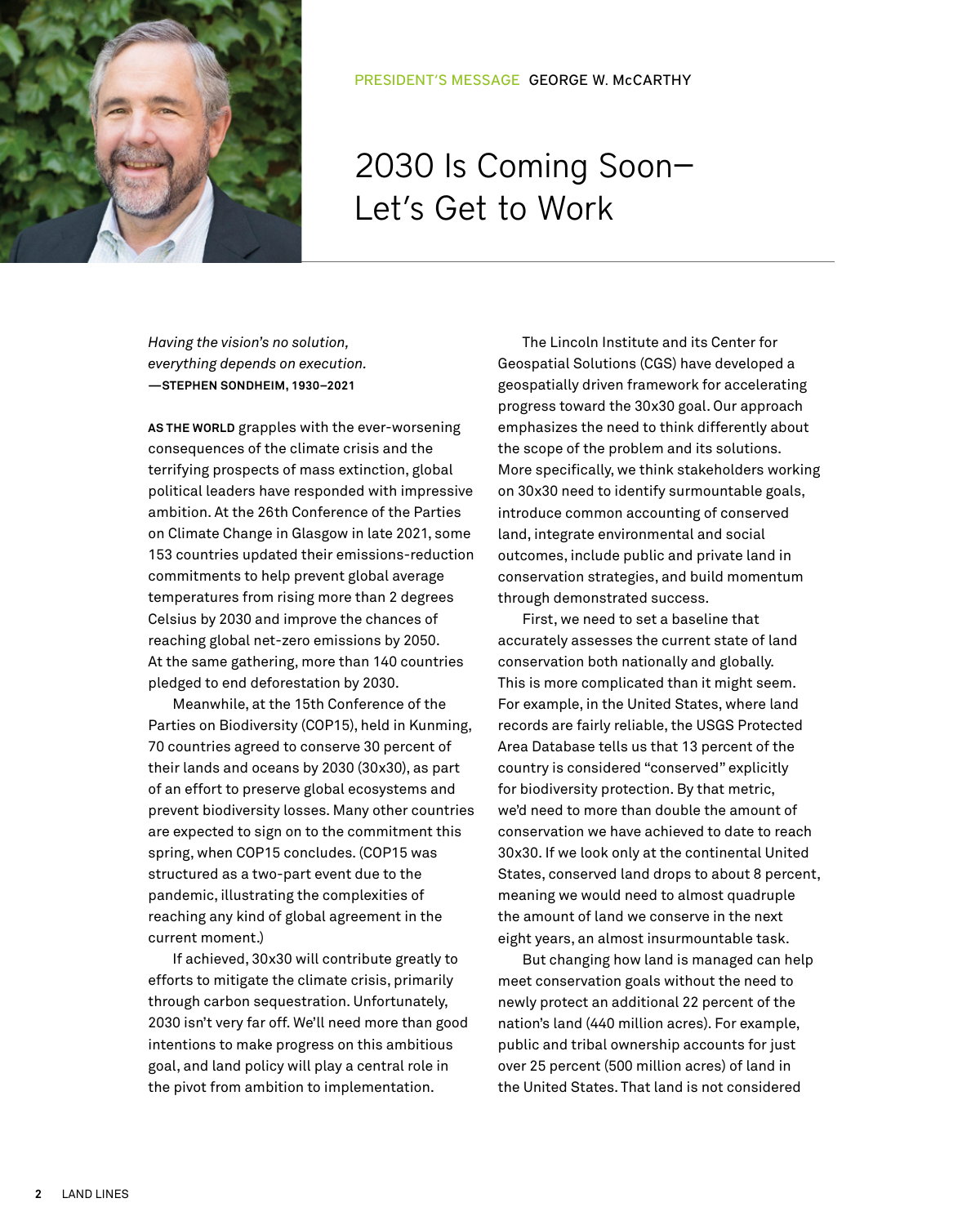PRESIDENT'S MESSAGE GEORGE W. McCARTHY

# 2030 Is Coming Soon— Let's Get to Work

*Having the vision's no solution,*
*everything depends on execution.*
**—STEPHEN SONDHEIM, 1930–2021**

**AS THE WORLD** grapples with the ever-worsening consequences of the climate crisis and the terrifying prospects of mass extinction, global political leaders have responded with impressive ambition. At the 26th Conference of the Parties on Climate Change in Glasgow in late 2021, some 153 countries updated their emissions-reduction commitments to help prevent global average temperatures from rising more than 2 degrees Celsius by 2030 and improve the chances of reaching global net-zero emissions by 2050. At the same gathering, more than 140 countries pledged to end deforestation by 2030.

Meanwhile, at the 15th Conference of the Parties on Biodiversity (COP15), held in Kunming, 70 countries agreed to conserve 30 percent of their lands and oceans by 2030 (30x30), as part of an effort to preserve global ecosystems and prevent biodiversity losses. Many other countries are expected to sign on to the commitment this spring, when COP15 concludes. (COP15 was structured as a two-part event due to the pandemic, illustrating the complexities of reaching any kind of global agreement in the current moment.)

If achieved, 30x30 will contribute greatly to efforts to mitigate the climate crisis, primarily through carbon sequestration. Unfortunately, 2030 isn't very far off. We'll need more than good intentions to make progress on this ambitious goal, and land policy will play a central role in the pivot from ambition to implementation.

The Lincoln Institute and its Center for Geospatial Solutions (CGS) have developed a geospatially driven framework for accelerating progress toward the 30x30 goal. Our approach emphasizes the need to think differently about the scope of the problem and its solutions. More specifically, we think stakeholders working on 30x30 need to identify surmountable goals, introduce common accounting of conserved land, integrate environmental and social outcomes, include public and private land in conservation strategies, and build momentum through demonstrated success.

First, we need to set a baseline that accurately assesses the current state of land conservation both nationally and globally. This is more complicated than it might seem. For example, in the United States, where land records are fairly reliable, the USGS Protected Area Database tells us that 13 percent of the country is considered "conserved" explicitly for biodiversity protection. By that metric, we'd need to more than double the amount of conservation we have achieved to date to reach 30x30. If we look only at the continental United States, conserved land drops to about 8 percent, meaning we would need to almost quadruple the amount of land we conserve in the next eight years, an almost insurmountable task.

But changing how land is managed can help meet conservation goals without the need to newly protect an additional 22 percent of the nation's land (440 million acres). For example, public and tribal ownership accounts for just over 25 percent (500 million acres) of land in the United States. That land is not considered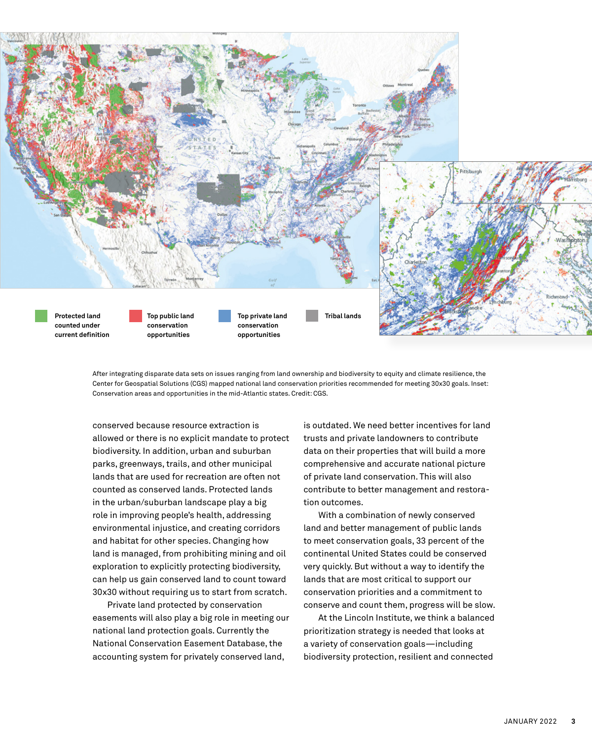Protected land counted under current definition

Top public land conservation opportunities

Top private land conservation opportunities

Tribal lands

After integrating disparate data sets on issues ranging from land ownership and biodiversity to equity and climate resilience, the Center for Geospatial Solutions (CGS) mapped national land conservation priorities recommended for meeting 30x30 goals. Inset: Conservation areas and opportunities in the mid-Atlantic states. Credit: CGS.

conserved because resource extraction is allowed or there is no explicit mandate to protect biodiversity. In addition, urban and suburban parks, greenways, trails, and other municipal lands that are used for recreation are often not counted as conserved lands. Protected lands in the urban/suburban landscape play a big role in improving people's health, addressing environmental injustice, and creating corridors and habitat for other species. Changing how land is managed, from prohibiting mining and oil exploration to explicitly protecting biodiversity, can help us gain conserved land to count toward 30x30 without requiring us to start from scratch.

Private land protected by conservation easements will also play a big role in meeting our national land protection goals. Currently the National Conservation Easement Database, the accounting system for privately conserved land, is outdated. We need better incentives for land trusts and private landowners to contribute data on their properties that will build a more comprehensive and accurate national picture of private land conservation. This will also contribute to better management and restoration outcomes.

With a combination of newly conserved land and better management of public lands to meet conservation goals, 33 percent of the continental United States could be conserved very quickly. But without a way to identify the lands that are most critical to support our conservation priorities and a commitment to conserve and count them, progress will be slow.

At the Lincoln Institute, we think a balanced prioritization strategy is needed that looks at a variety of conservation goals—including biodiversity protection, resilient and connected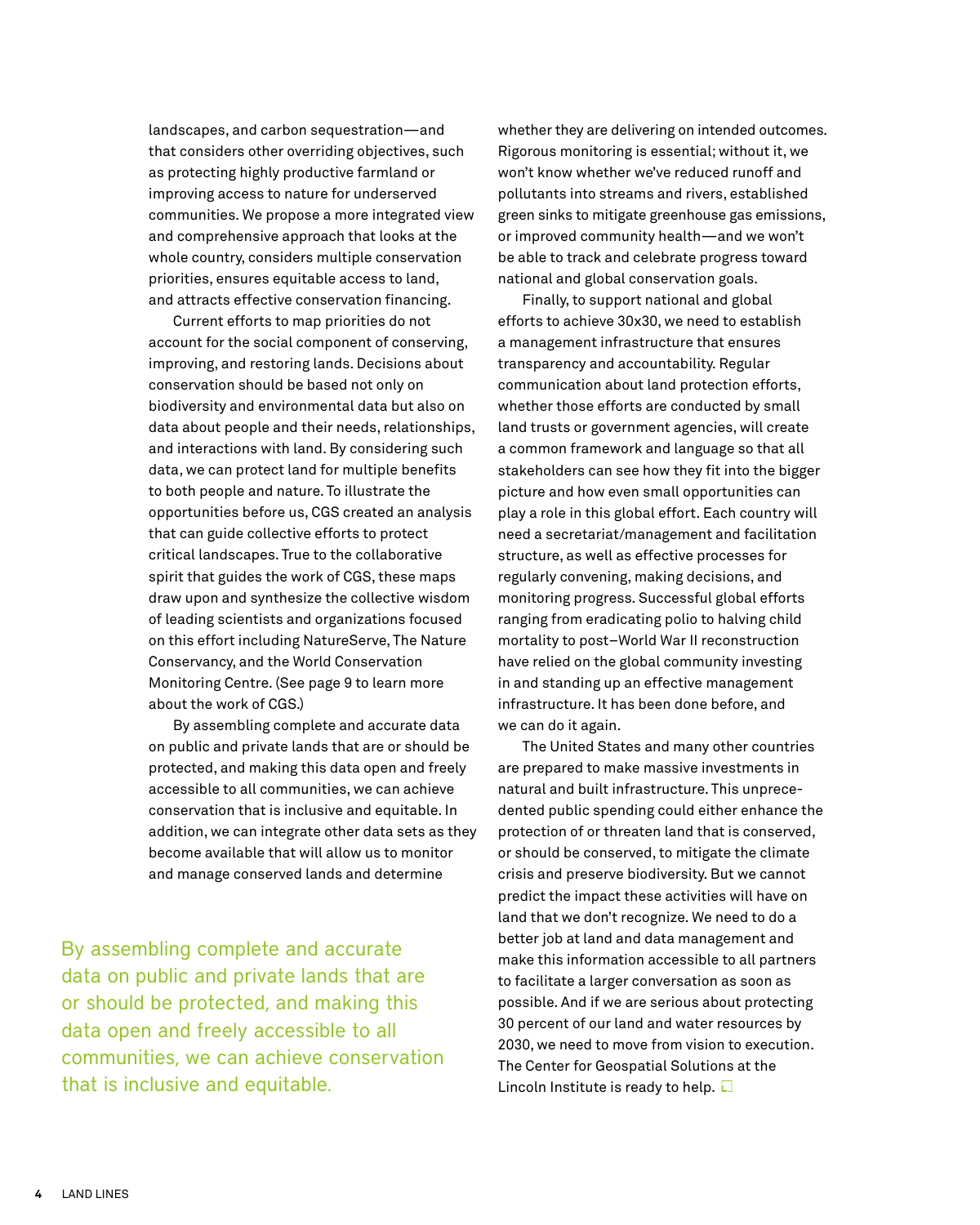landscapes, and carbon sequestration—and that considers other overriding objectives, such as protecting highly productive farmland or improving access to nature for underserved communities. We propose a more integrated view and comprehensive approach that looks at the whole country, considers multiple conservation priorities, ensures equitable access to land, and attracts effective conservation financing.

Current efforts to map priorities do not account for the social component of conserving, improving, and restoring lands. Decisions about conservation should be based not only on biodiversity and environmental data but also on data about people and their needs, relationships, and interactions with land. By considering such data, we can protect land for multiple benefits to both people and nature. To illustrate the opportunities before us, CGS created an analysis that can guide collective efforts to protect critical landscapes. True to the collaborative spirit that guides the work of CGS, these maps draw upon and synthesize the collective wisdom of leading scientists and organizations focused on this effort including NatureServe, The Nature Conservancy, and the World Conservation Monitoring Centre. (See page 9 to learn more about the work of CGS.)

By assembling complete and accurate data on public and private lands that are or should be protected, and making this data open and freely accessible to all communities, we can achieve conservation that is inclusive and equitable. In addition, we can integrate other data sets as they become available that will allow us to monitor and manage conserved lands and determine whether they are delivering on intended outcomes. Rigorous monitoring is essential; without it, we won't know whether we've reduced runoff and pollutants into streams and rivers, established green sinks to mitigate greenhouse gas emissions, or improved community health—and we won't be able to track and celebrate progress toward national and global conservation goals.

> By assembling complete and accurate data on public and private lands that are or should be protected, and making this data open and freely accessible to all communities, we can achieve conservation that is inclusive and equitable.

Finally, to support national and global efforts to achieve 30x30, we need to establish a management infrastructure that ensures transparency and accountability. Regular communication about land protection efforts, whether those efforts are conducted by small land trusts or government agencies, will create a common framework and language so that all stakeholders can see how they fit into the bigger picture and how even small opportunities can play a role in this global effort. Each country will need a secretariat/management and facilitation structure, as well as effective processes for regularly convening, making decisions, and monitoring progress. Successful global efforts ranging from eradicating polio to halving child mortality to post–World War II reconstruction have relied on the global community investing in and standing up an effective management infrastructure. It has been done before, and we can do it again.

The United States and many other countries are prepared to make massive investments in natural and built infrastructure. This unprecedented public spending could either enhance the protection of or threaten land that is conserved, or should be conserved, to mitigate the climate crisis and preserve biodiversity. But we cannot predict the impact these activities will have on land that we don't recognize. We need to do a better job at land and data management and make this information accessible to all partners to facilitate a larger conversation as soon as possible. And if we are serious about protecting 30 percent of our land and water resources by 2030, we need to move from vision to execution. The Center for Geospatial Solutions at the Lincoln Institute is ready to help.